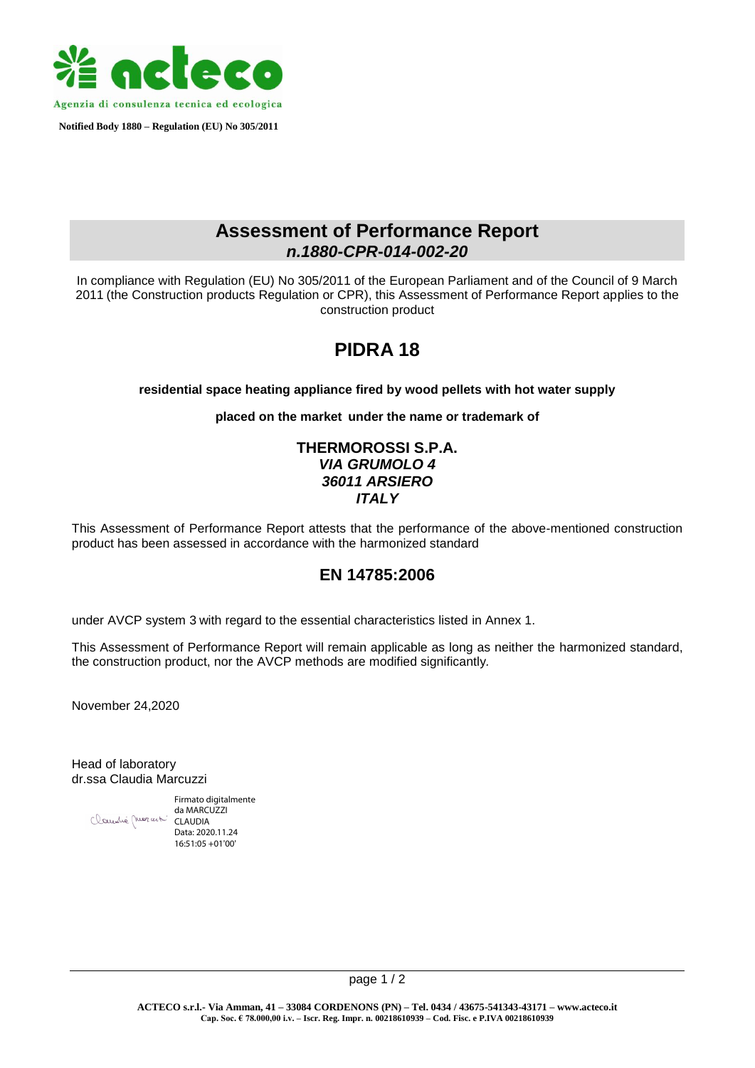acteco

Agenzia di consulenza tecnica ed ecologica

**Notified Body 1880 – Regulation (EU) No 305/2011**

# Assessment of Performance Report

## *n.1880-CPR-014-002-20*

In compliance with Regulation (EU) No 305/2011 of the European Parliament and of the Council of 9 March 2011 (the Construction products Regulation or CPR), this Assessment of Performance Report applies to the construction product

# PIDRA 18

**residential space heating appliance fired by wood pellets with hot water supply**

**placed on the market under the name or trademark of**

**THERMOROSSI S.P.A.**
***VIA GRUMOLO 4***
***36011 ARSIERO***
***ITALY***

This Assessment of Performance Report attests that the performance of the above-mentioned construction product has been assessed in accordance with the harmonized standard

## EN 14785:2006

under AVCP system 3 with regard to the essential characteristics listed in Annex 1.

This Assessment of Performance Report will remain applicable as long as neither the harmonized standard, the construction product, nor the AVCP methods are modified significantly.

November 24,2020

Head of laboratory
dr.ssa Claudia Marcuzzi

Firmato digitalmente da MARCUZZI CLAUDIA
Data: 2020.11.24 16:51:05 +01'00'

**ACTECO s.r.l.- Via Amman, 41 – 33084 CORDENONS (PN) – Tel. 0434 / 43675-541343-43171 – www.acteco.it**
**Cap. Soc. € 78.000,00 i.v. – Iscr. Reg. Impr. n. 00218610939 – Cod. Fisc. e P.IVA 00218610939**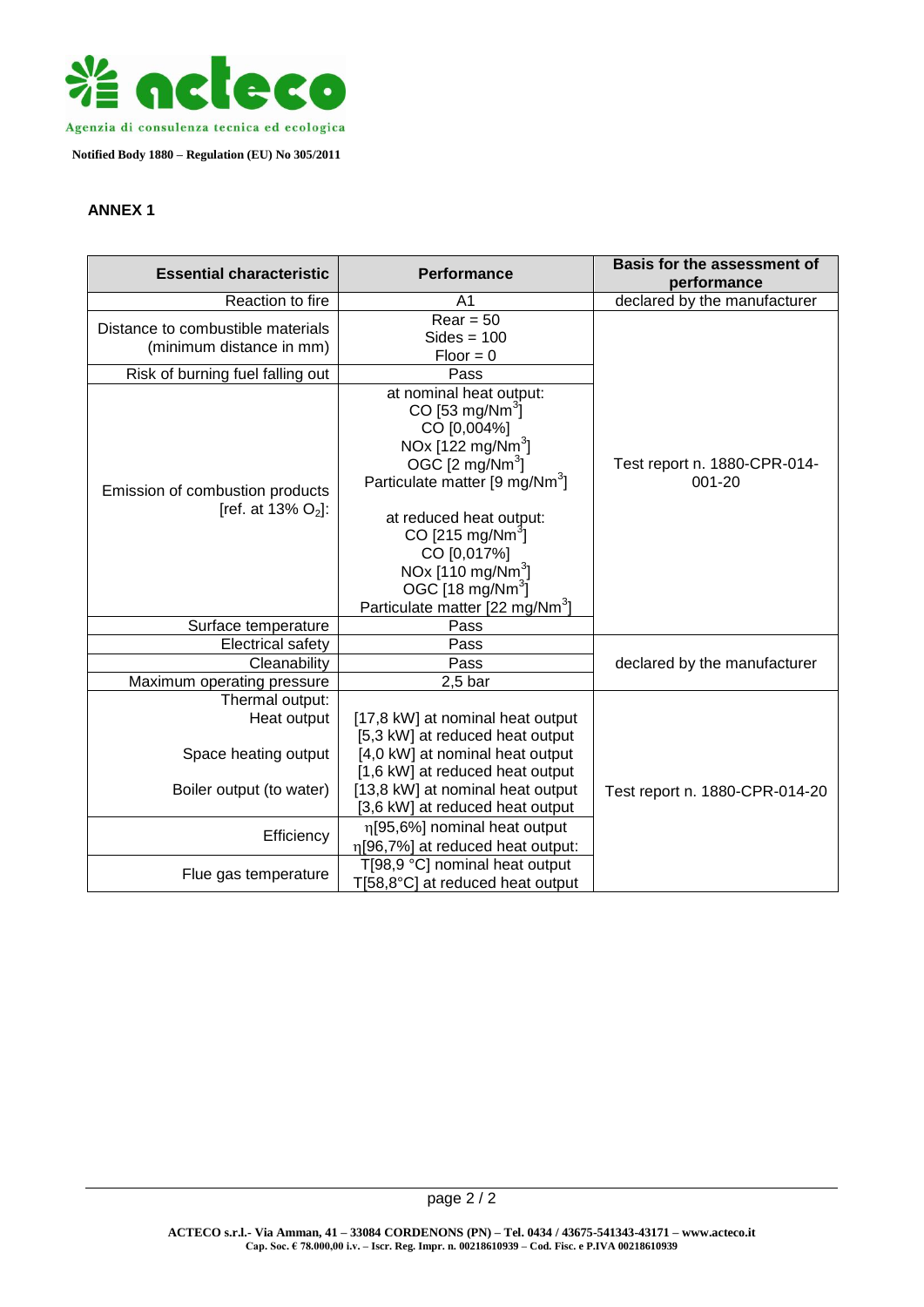acteco

Agenzia di consulenza tecnica ed ecologica

**Notified Body 1880 – Regulation (EU) No 305/2011**

## ANNEX 1

| Essential characteristic | Performance | Basis for the assessment of performance |
|---|---|---|
| Reaction to fire | A1 | declared by the manufacturer |
| Distance to combustible materials (minimum distance in mm) | Rear = 50<br>Sides = 100<br>Floor = 0 | Test report n. 1880-CPR-014-001-20 |
| Risk of burning fuel falling out | Pass | Test report n. 1880-CPR-014-001-20 |
| Emission of combustion products [ref. at 13% $O_2$]: | at nominal heat output:<br>CO [53 mg/Nm$^3$]<br>CO [0,004%]<br>NOx [122 mg/Nm$^3$]<br>OGC [2 mg/Nm$^3$]<br>Particulate matter [9 mg/Nm$^3$]<br><br>at reduced heat output:<br>CO [215 mg/Nm$^3$]<br>CO [0,017%]<br>NOx [110 mg/Nm$^3$]<br>OGC [18 mg/Nm$^3$]<br>Particulate matter [22 mg/Nm$^3$] | Test report n. 1880-CPR-014-001-20 |
| Surface temperature | Pass | Test report n. 1880-CPR-014-001-20 |
| Electrical safety | Pass | declared by the manufacturer |
| Cleanability | Pass | declared by the manufacturer |
| Maximum operating pressure | 2,5 bar | declared by the manufacturer |
| Thermal output:<br>Heat output<br><br>Space heating output<br><br>Boiler output (to water) | [17,8 kW] at nominal heat output<br>[5,3 kW] at reduced heat output<br>[4,0 kW] at nominal heat output<br>[1,6 kW] at reduced heat output<br>[13,8 kW] at nominal heat output<br>[3,6 kW] at reduced heat output | Test report n. 1880-CPR-014-20 |
| Efficiency | η[95,6%] nominal heat output<br>η[96,7%] at reduced heat output: | Test report n. 1880-CPR-014-20 |
| Flue gas temperature | T[98,9 °C] nominal heat output<br>T[58,8°C] at reduced heat output | Test report n. 1880-CPR-014-20 |

**ACTECO s.r.l.- Via Amman, 41 – 33084 CORDENONS (PN) – Tel. 0434 / 43675-541343-43171 – www.acteco.it**
**Cap. Soc. € 78.000,00 i.v. – Iscr. Reg. Impr. n. 00218610939 – Cod. Fisc. e P.IVA 00218610939**